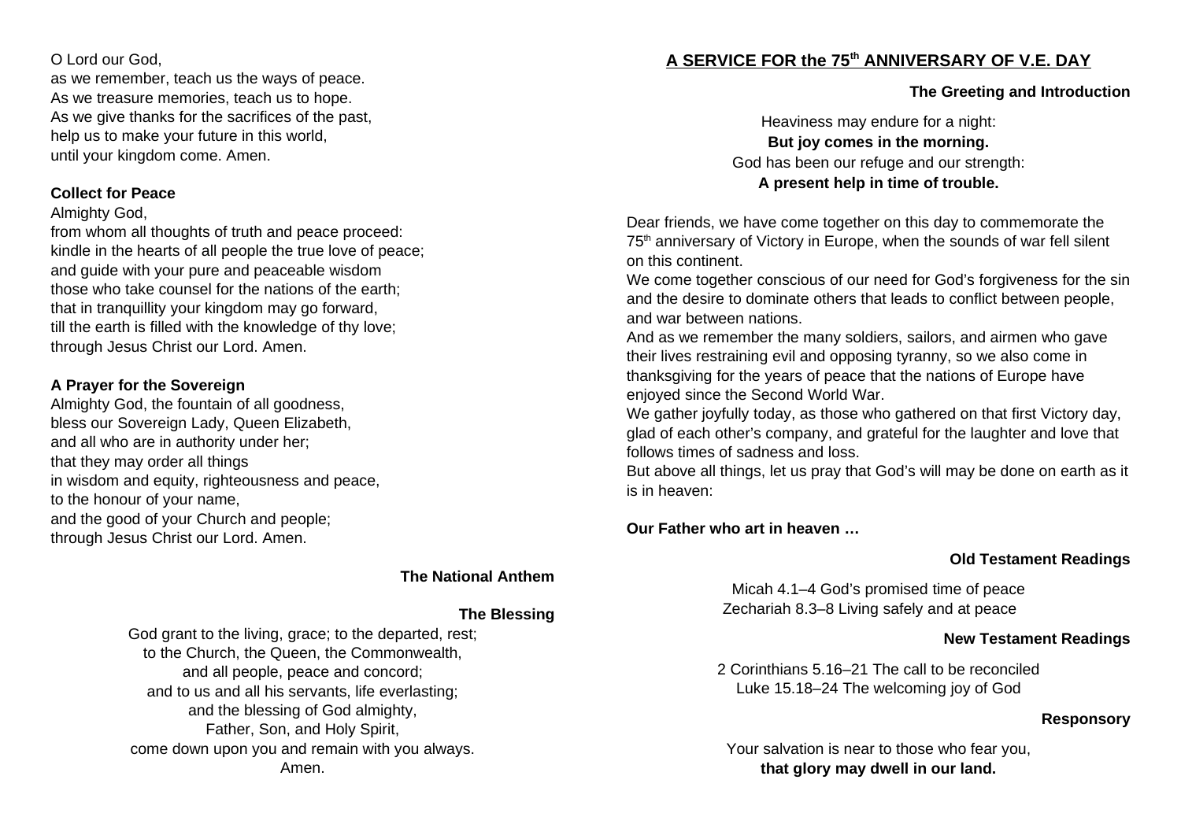O Lord our God,
as we remember, teach us the ways of peace.
As we treasure memories, teach us to hope.
As we give thanks for the sacrifices of the past,
help us to make your future in this world,
until your kingdom come. Amen.

**Collect for Peace**

Almighty God,
from whom all thoughts of truth and peace proceed:
kindle in the hearts of all people the true love of peace;
and guide with your pure and peaceable wisdom
those who take counsel for the nations of the earth;
that in tranquillity your kingdom may go forward,
till the earth is filled with the knowledge of thy love;
through Jesus Christ our Lord. Amen.

**A Prayer for the Sovereign**

Almighty God, the fountain of all goodness,
bless our Sovereign Lady, Queen Elizabeth,
and all who are in authority under her;
that they may order all things
in wisdom and equity, righteousness and peace,
to the honour of your name,
and the good of your Church and people;
through Jesus Christ our Lord. Amen.

**The National Anthem**

**The Blessing**

God grant to the living, grace; to the departed, rest;
to the Church, the Queen, the Commonwealth,
and all people, peace and concord;
and to us and all his servants, life everlasting;
and the blessing of God almighty,
Father, Son, and Holy Spirit,
come down upon you and remain with you always.
Amen.

# A SERVICE FOR the 75th ANNIVERSARY OF V.E. DAY

**The Greeting and Introduction**

Heaviness may endure for a night:
**But joy comes in the morning.**
God has been our refuge and our strength:
**A present help in time of trouble.**

Dear friends, we have come together on this day to commemorate the 75th anniversary of Victory in Europe, when the sounds of war fell silent on this continent.
We come together conscious of our need for God's forgiveness for the sin and the desire to dominate others that leads to conflict between people, and war between nations.
And as we remember the many soldiers, sailors, and airmen who gave their lives restraining evil and opposing tyranny, so we also come in thanksgiving for the years of peace that the nations of Europe have enjoyed since the Second World War.
We gather joyfully today, as those who gathered on that first Victory day, glad of each other's company, and grateful for the laughter and love that follows times of sadness and loss.
But above all things, let us pray that God's will may be done on earth as it is in heaven:

**Our Father who art in heaven …**

**Old Testament Readings**

Micah 4.1–4 God's promised time of peace
Zechariah 8.3–8 Living safely and at peace

**New Testament Readings**

2 Corinthians 5.16–21 The call to be reconciled
Luke 15.18–24 The welcoming joy of God

**Responsory**

Your salvation is near to those who fear you,
**that glory may dwell in our land.**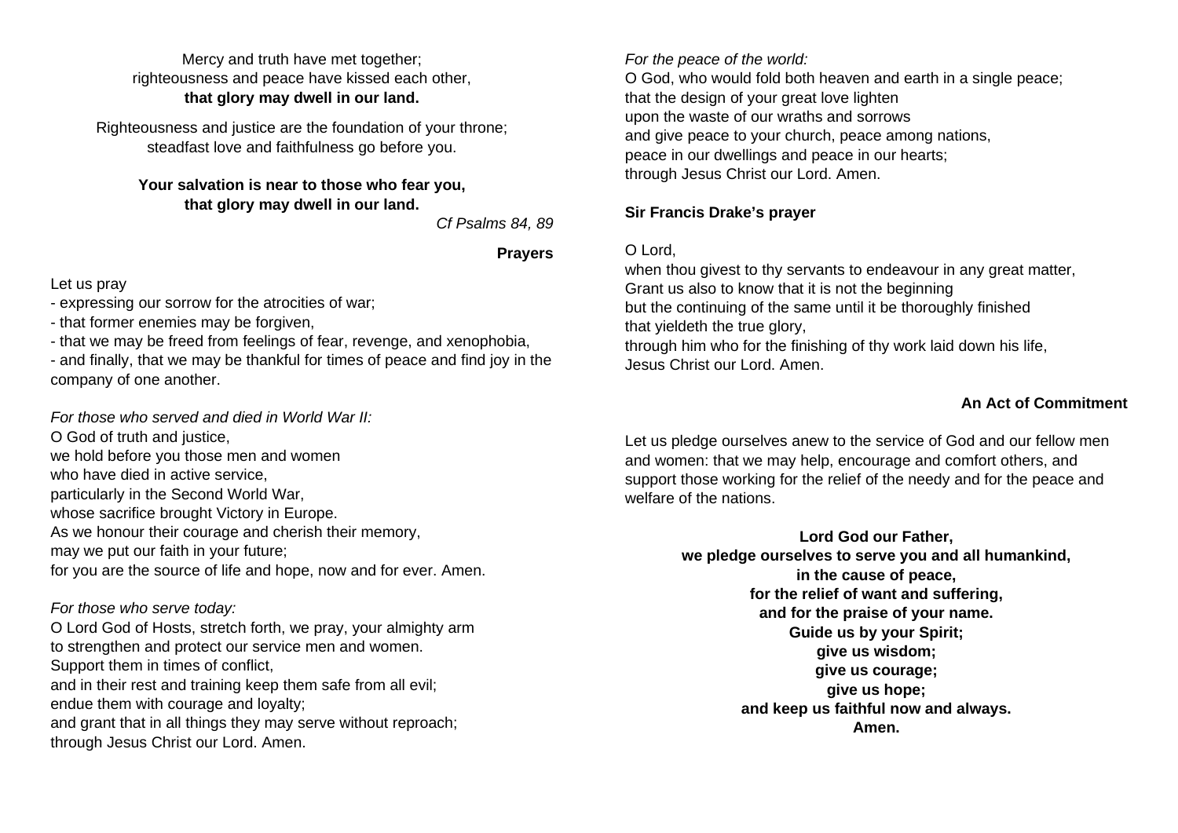Mercy and truth have met together;
righteousness and peace have kissed each other,
**that glory may dwell in our land.**

Righteousness and justice are the foundation of your throne;
steadfast love and faithfulness go before you.

**Your salvation is near to those who fear you,**
**that glory may dwell in our land.**

*Cf Psalms 84, 89*

## Prayers

Let us pray
- expressing our sorrow for the atrocities of war;
- that former enemies may be forgiven,
- that we may be freed from feelings of fear, revenge, and xenophobia,
- and finally, that we may be thankful for times of peace and find joy in the company of one another.

*For those who served and died in World War II:*
O God of truth and justice,
we hold before you those men and women
who have died in active service,
particularly in the Second World War,
whose sacrifice brought Victory in Europe.
As we honour their courage and cherish their memory,
may we put our faith in your future;
for you are the source of life and hope, now and for ever. Amen.

*For those who serve today:*
O Lord God of Hosts, stretch forth, we pray, your almighty arm
to strengthen and protect our service men and women.
Support them in times of conflict,
and in their rest and training keep them safe from all evil;
endue them with courage and loyalty;
and grant that in all things they may serve without reproach;
through Jesus Christ our Lord. Amen.

*For the peace of the world:*
O God, who would fold both heaven and earth in a single peace;
that the design of your great love lighten
upon the waste of our wraths and sorrows
and give peace to your church, peace among nations,
peace in our dwellings and peace in our hearts;
through Jesus Christ our Lord. Amen.

**Sir Francis Drake's prayer**

O Lord,
when thou givest to thy servants to endeavour in any great matter,
Grant us also to know that it is not the beginning
but the continuing of the same until it be thoroughly finished
that yieldeth the true glory,
through him who for the finishing of thy work laid down his life,
Jesus Christ our Lord. Amen.

## An Act of Commitment

Let us pledge ourselves anew to the service of God and our fellow men and women: that we may help, encourage and comfort others, and support those working for the relief of the needy and for the peace and welfare of the nations.

**Lord God our Father,**
**we pledge ourselves to serve you and all humankind,**
**in the cause of peace,**
**for the relief of want and suffering,**
**and for the praise of your name.**
**Guide us by your Spirit;**
**give us wisdom;**
**give us courage;**
**give us hope;**
**and keep us faithful now and always.**
**Amen.**